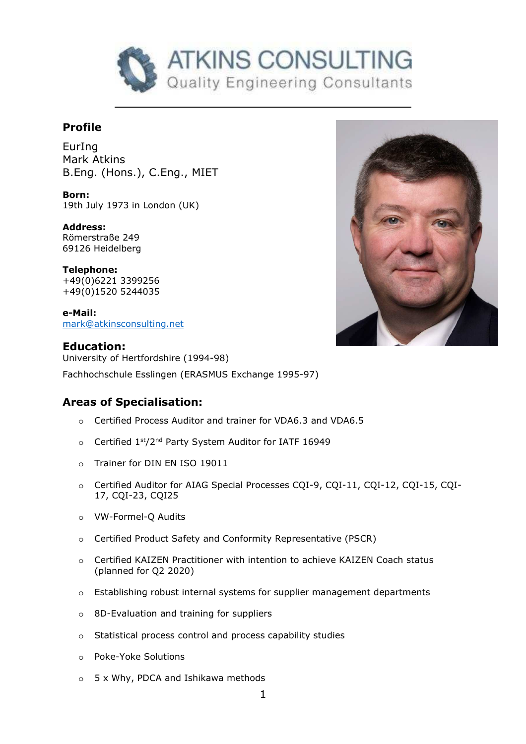# ATKINS CONSULTING

Quality Engineering Consultants

## Profile

EurIng
Mark Atkins
B.Eng. (Hons.), C.Eng., MIET

**Born:**
19th July 1973 in London (UK)

**Address:**
Römerstraße 249
69126 Heidelberg

**Telephone:**
+49(0)6221 3399256
+49(0)1520 5244035

**e-Mail:**
mark@atkinsconsulting.net

## Education:

University of Hertfordshire (1994-98)

Fachhochschule Esslingen (ERASMUS Exchange 1995-97)

## Areas of Specialisation:

- Certified Process Auditor and trainer for VDA6.3 and VDA6.5
- Certified 1st/2nd Party System Auditor for IATF 16949
- Trainer for DIN EN ISO 19011
- Certified Auditor for AIAG Special Processes CQI-9, CQI-11, CQI-12, CQI-15, CQI-17, CQI-23, CQI25
- VW-Formel-Q Audits
- Certified Product Safety and Conformity Representative (PSCR)
- Certified KAIZEN Practitioner with intention to achieve KAIZEN Coach status (planned for Q2 2020)
- Establishing robust internal systems for supplier management departments
- 8D-Evaluation and training for suppliers
- Statistical process control and process capability studies
- Poke-Yoke Solutions
- 5 x Why, PDCA and Ishikawa methods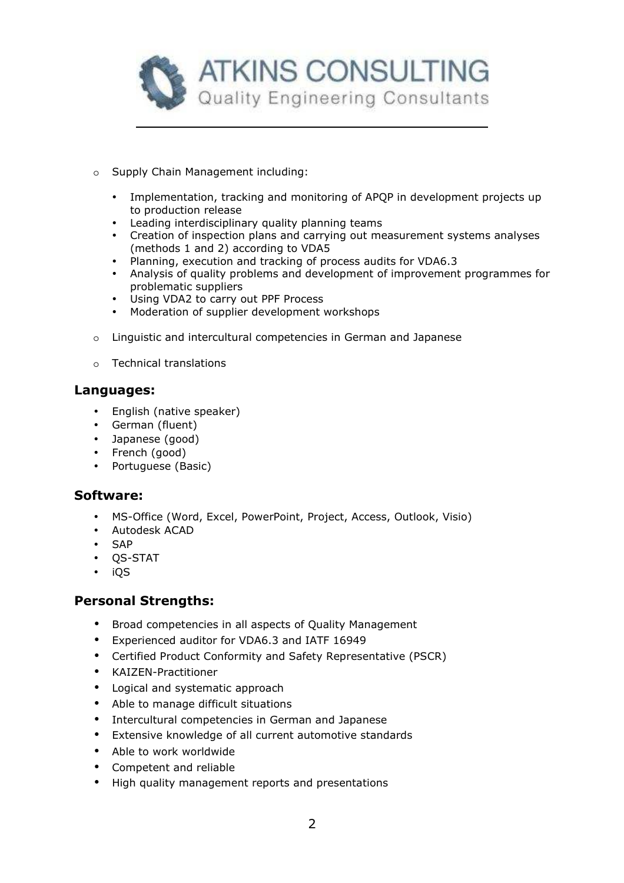- Supply Chain Management including:
  - Implementation, tracking and monitoring of APQP in development projects up to production release
  - Leading interdisciplinary quality planning teams
  - Creation of inspection plans and carrying out measurement systems analyses (methods 1 and 2) according to VDA5
  - Planning, execution and tracking of process audits for VDA6.3
  - Analysis of quality problems and development of improvement programmes for problematic suppliers
  - Using VDA2 to carry out PPF Process
  - Moderation of supplier development workshops
- Linguistic and intercultural competencies in German and Japanese
- Technical translations

## Languages:

- English (native speaker)
- German (fluent)
- Japanese (good)
- French (good)
- Portuguese (Basic)

## Software:

- MS-Office (Word, Excel, PowerPoint, Project, Access, Outlook, Visio)
- Autodesk ACAD
- SAP
- QS-STAT
- iQS

## Personal Strengths:

- Broad competencies in all aspects of Quality Management
- Experienced auditor for VDA6.3 and IATF 16949
- Certified Product Conformity and Safety Representative (PSCR)
- KAIZEN-Practitioner
- Logical and systematic approach
- Able to manage difficult situations
- Intercultural competencies in German and Japanese
- Extensive knowledge of all current automotive standards
- Able to work worldwide
- Competent and reliable
- High quality management reports and presentations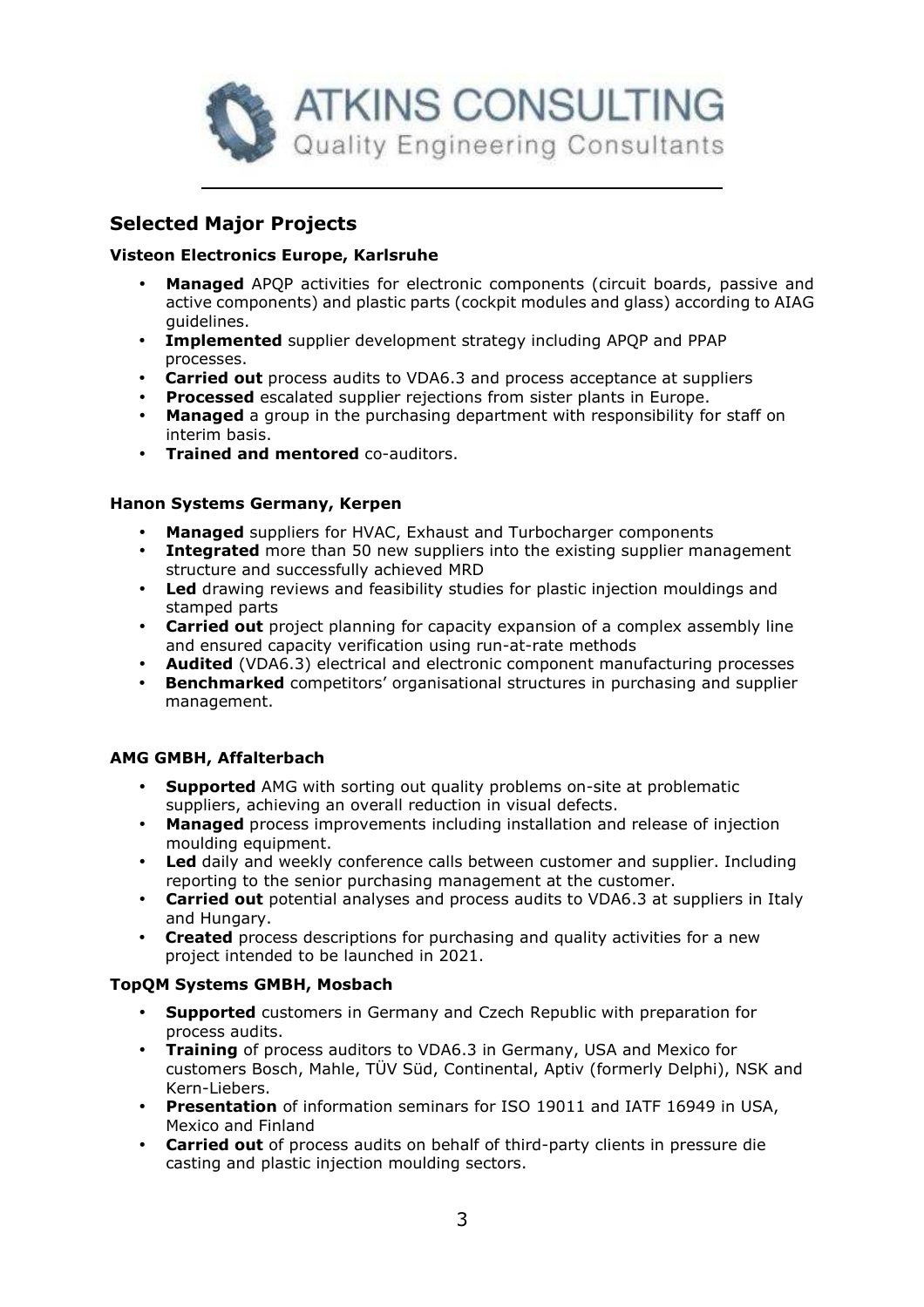ATKINS CONSULTING
Quality Engineering Consultants

## Selected Major Projects

### Visteon Electronics Europe, Karlsruhe

- **Managed** APQP activities for electronic components (circuit boards, passive and active components) and plastic parts (cockpit modules and glass) according to AIAG guidelines.
- **Implemented** supplier development strategy including APQP and PPAP processes.
- **Carried out** process audits to VDA6.3 and process acceptance at suppliers
- **Processed** escalated supplier rejections from sister plants in Europe.
- **Managed** a group in the purchasing department with responsibility for staff on interim basis.
- **Trained and mentored** co-auditors.

### Hanon Systems Germany, Kerpen

- **Managed** suppliers for HVAC, Exhaust and Turbocharger components
- **Integrated** more than 50 new suppliers into the existing supplier management structure and successfully achieved MRD
- **Led** drawing reviews and feasibility studies for plastic injection mouldings and stamped parts
- **Carried out** project planning for capacity expansion of a complex assembly line and ensured capacity verification using run-at-rate methods
- **Audited** (VDA6.3) electrical and electronic component manufacturing processes
- **Benchmarked** competitors' organisational structures in purchasing and supplier management.

### AMG GMBH, Affalterbach

- **Supported** AMG with sorting out quality problems on-site at problematic suppliers, achieving an overall reduction in visual defects.
- **Managed** process improvements including installation and release of injection moulding equipment.
- **Led** daily and weekly conference calls between customer and supplier. Including reporting to the senior purchasing management at the customer.
- **Carried out** potential analyses and process audits to VDA6.3 at suppliers in Italy and Hungary.
- **Created** process descriptions for purchasing and quality activities for a new project intended to be launched in 2021.

### TopQM Systems GMBH, Mosbach

- **Supported** customers in Germany and Czech Republic with preparation for process audits.
- **Training** of process auditors to VDA6.3 in Germany, USA and Mexico for customers Bosch, Mahle, TÜV Süd, Continental, Aptiv (formerly Delphi), NSK and Kern-Liebers.
- **Presentation** of information seminars for ISO 19011 and IATF 16949 in USA, Mexico and Finland
- **Carried out** of process audits on behalf of third-party clients in pressure die casting and plastic injection moulding sectors.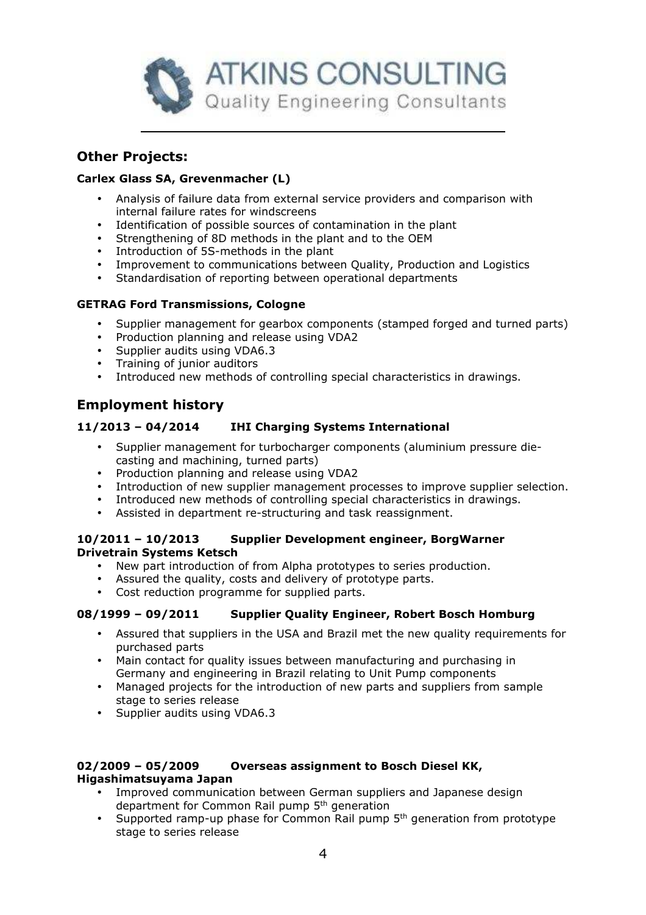## Other Projects:

**Carlex Glass SA, Grevenmacher (L)**

- Analysis of failure data from external service providers and comparison with internal failure rates for windscreens
- Identification of possible sources of contamination in the plant
- Strengthening of 8D methods in the plant and to the OEM
- Introduction of 5S-methods in the plant
- Improvement to communications between Quality, Production and Logistics
- Standardisation of reporting between operational departments

**GETRAG Ford Transmissions, Cologne**

- Supplier management for gearbox components (stamped forged and turned parts)
- Production planning and release using VDA2
- Supplier audits using VDA6.3
- Training of junior auditors
- Introduced new methods of controlling special characteristics in drawings.

## Employment history

**11/2013 – 04/2014 IHI Charging Systems International**

- Supplier management for turbocharger components (aluminium pressure die-casting and machining, turned parts)
- Production planning and release using VDA2
- Introduction of new supplier management processes to improve supplier selection.
- Introduced new methods of controlling special characteristics in drawings.
- Assisted in department re-structuring and task reassignment.

**10/2011 – 10/2013 Supplier Development engineer, BorgWarner Drivetrain Systems Ketsch**

- New part introduction of from Alpha prototypes to series production.
- Assured the quality, costs and delivery of prototype parts.
- Cost reduction programme for supplied parts.

**08/1999 – 09/2011 Supplier Quality Engineer, Robert Bosch Homburg**

- Assured that suppliers in the USA and Brazil met the new quality requirements for purchased parts
- Main contact for quality issues between manufacturing and purchasing in Germany and engineering in Brazil relating to Unit Pump components
- Managed projects for the introduction of new parts and suppliers from sample stage to series release
- Supplier audits using VDA6.3

**02/2009 – 05/2009 Overseas assignment to Bosch Diesel KK, Higashimatsuyama Japan**

- Improved communication between German suppliers and Japanese design department for Common Rail pump 5th generation
- Supported ramp-up phase for Common Rail pump 5th generation from prototype stage to series release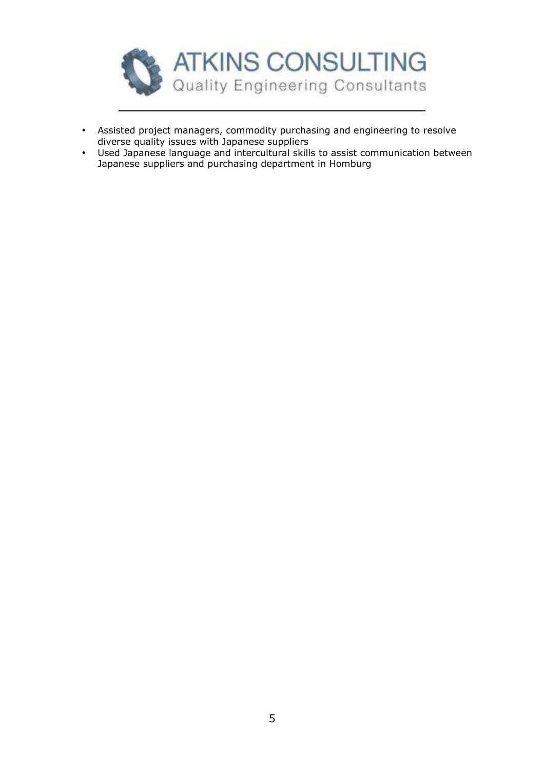- Assisted project managers, commodity purchasing and engineering to resolve diverse quality issues with Japanese suppliers
- Used Japanese language and intercultural skills to assist communication between Japanese suppliers and purchasing department in Homburg